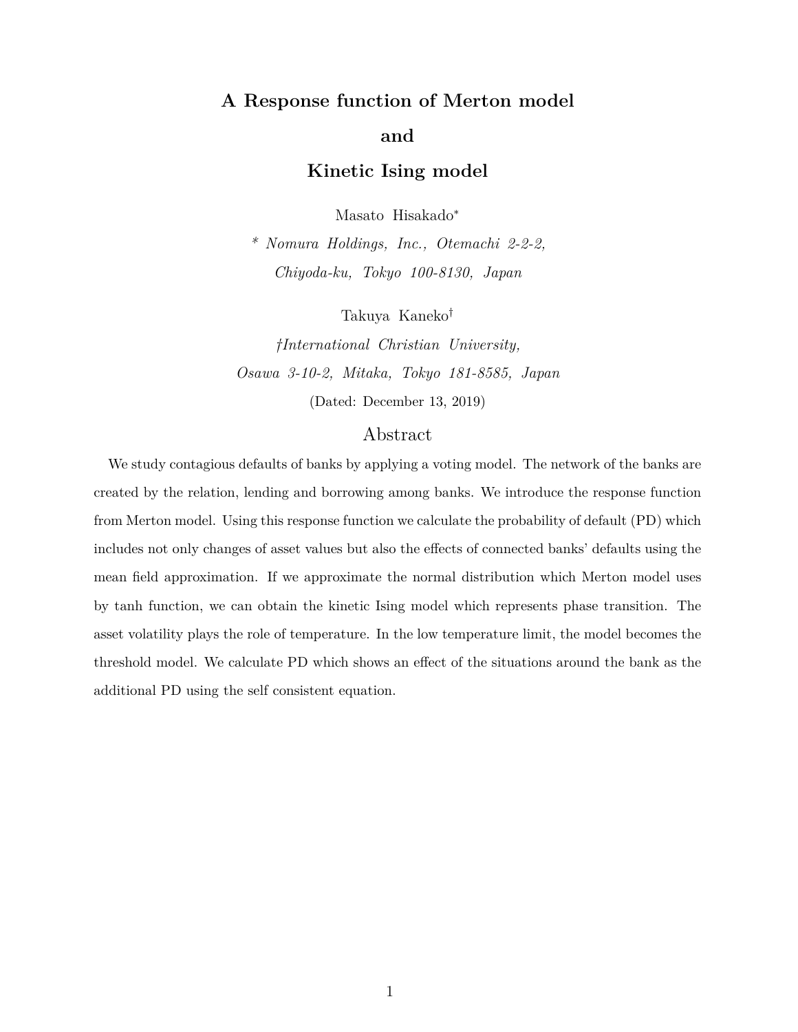# A Response function of Merton model and Kinetic Ising model

Masato Hisakado*

*\* Nomura Holdings, Inc., Otemachi 2-2-2, Chiyoda-ku, Tokyo 100-8130, Japan*

Takuya Kaneko†

*†International Christian University, Osawa 3-10-2, Mitaka, Tokyo 181-8585, Japan*

(Dated: December 13, 2019)

## Abstract

We study contagious defaults of banks by applying a voting model. The network of the banks are created by the relation, lending and borrowing among banks. We introduce the response function from Merton model. Using this response function we calculate the probability of default (PD) which includes not only changes of asset values but also the effects of connected banks' defaults using the mean field approximation. If we approximate the normal distribution which Merton model uses by tanh function, we can obtain the kinetic Ising model which represents phase transition. The asset volatility plays the role of temperature. In the low temperature limit, the model becomes the threshold model. We calculate PD which shows an effect of the situations around the bank as the additional PD using the self consistent equation.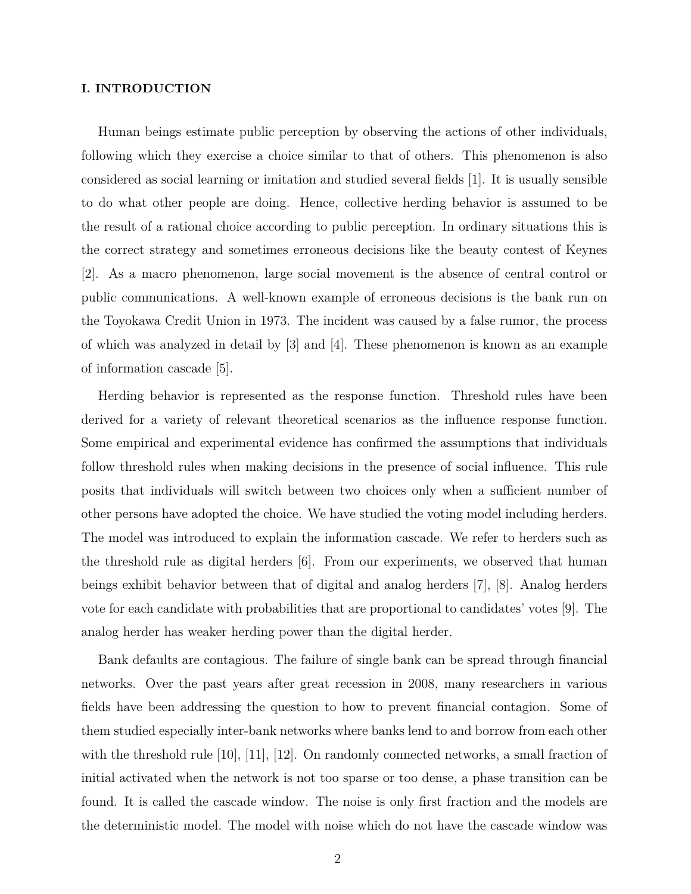## I. INTRODUCTION

Human beings estimate public perception by observing the actions of other individuals, following which they exercise a choice similar to that of others. This phenomenon is also considered as social learning or imitation and studied several fields [1]. It is usually sensible to do what other people are doing. Hence, collective herding behavior is assumed to be the result of a rational choice according to public perception. In ordinary situations this is the correct strategy and sometimes erroneous decisions like the beauty contest of Keynes [2]. As a macro phenomenon, large social movement is the absence of central control or public communications. A well-known example of erroneous decisions is the bank run on the Toyokawa Credit Union in 1973. The incident was caused by a false rumor, the process of which was analyzed in detail by [3] and [4]. These phenomenon is known as an example of information cascade [5].

Herding behavior is represented as the response function. Threshold rules have been derived for a variety of relevant theoretical scenarios as the influence response function. Some empirical and experimental evidence has confirmed the assumptions that individuals follow threshold rules when making decisions in the presence of social influence. This rule posits that individuals will switch between two choices only when a sufficient number of other persons have adopted the choice. We have studied the voting model including herders. The model was introduced to explain the information cascade. We refer to herders such as the threshold rule as digital herders [6]. From our experiments, we observed that human beings exhibit behavior between that of digital and analog herders [7], [8]. Analog herders vote for each candidate with probabilities that are proportional to candidates' votes [9]. The analog herder has weaker herding power than the digital herder.

Bank defaults are contagious. The failure of single bank can be spread through financial networks. Over the past years after great recession in 2008, many researchers in various fields have been addressing the question to how to prevent financial contagion. Some of them studied especially inter-bank networks where banks lend to and borrow from each other with the threshold rule [10], [11], [12]. On randomly connected networks, a small fraction of initial activated when the network is not too sparse or too dense, a phase transition can be found. It is called the cascade window. The noise is only first fraction and the models are the deterministic model. The model with noise which do not have the cascade window was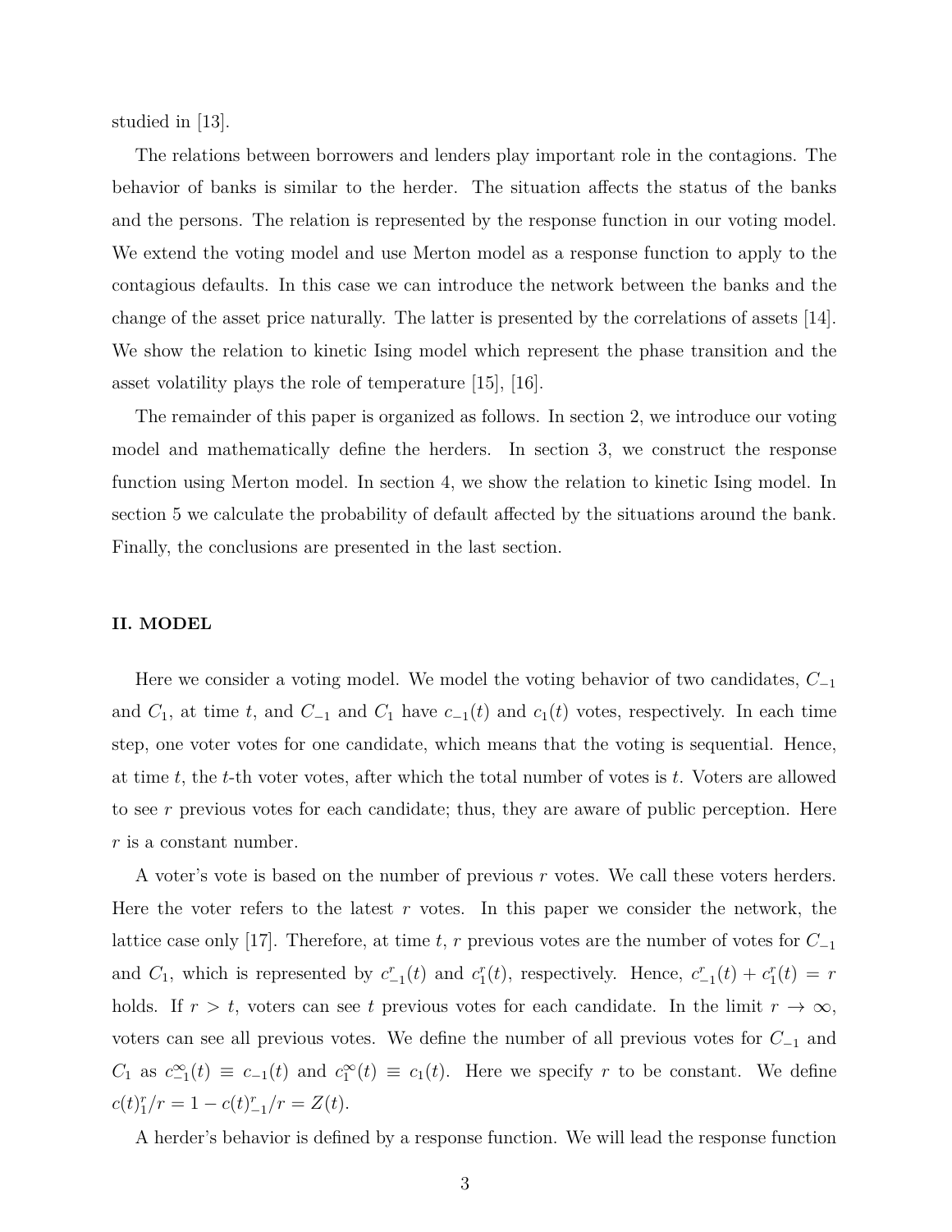studied in [13].

The relations between borrowers and lenders play important role in the contagions. The behavior of banks is similar to the herder. The situation affects the status of the banks and the persons. The relation is represented by the response function in our voting model. We extend the voting model and use Merton model as a response function to apply to the contagious defaults. In this case we can introduce the network between the banks and the change of the asset price naturally. The latter is presented by the correlations of assets [14]. We show the relation to kinetic Ising model which represent the phase transition and the asset volatility plays the role of temperature [15], [16].

The remainder of this paper is organized as follows. In section 2, we introduce our voting model and mathematically define the herders. In section 3, we construct the response function using Merton model. In section 4, we show the relation to kinetic Ising model. In section 5 we calculate the probability of default affected by the situations around the bank. Finally, the conclusions are presented in the last section.

## II. MODEL

Here we consider a voting model. We model the voting behavior of two candidates, $C_{-1}$ and $C_1$, at time $t$, and $C_{-1}$ and $C_1$ have $c_{-1}(t)$ and $c_1(t)$ votes, respectively. In each time step, one voter votes for one candidate, which means that the voting is sequential. Hence, at time $t$, the $t$-th voter votes, after which the total number of votes is $t$. Voters are allowed to see $r$ previous votes for each candidate; thus, they are aware of public perception. Here $r$ is a constant number.

A voter's vote is based on the number of previous $r$ votes. We call these voters herders. Here the voter refers to the latest $r$ votes. In this paper we consider the network, the lattice case only [17]. Therefore, at time $t$, $r$ previous votes are the number of votes for $C_{-1}$ and $C_1$, which is represented by $c^r_{-1}(t)$ and $c^r_1(t)$, respectively. Hence, $c^r_{-1}(t) + c^r_1(t) = r$ holds. If $r > t$, voters can see $t$ previous votes for each candidate. In the limit $r \to \infty$, voters can see all previous votes. We define the number of all previous votes for $C_{-1}$ and $C_1$ as $c^{\infty}_{-1}(t) \equiv c_{-1}(t)$ and $c^{\infty}_1(t) \equiv c_1(t)$. Here we specify $r$ to be constant. We define $c(t)^r_1/r = 1 - c(t)^r_{-1}/r = Z(t)$.

A herder's behavior is defined by a response function. We will lead the response function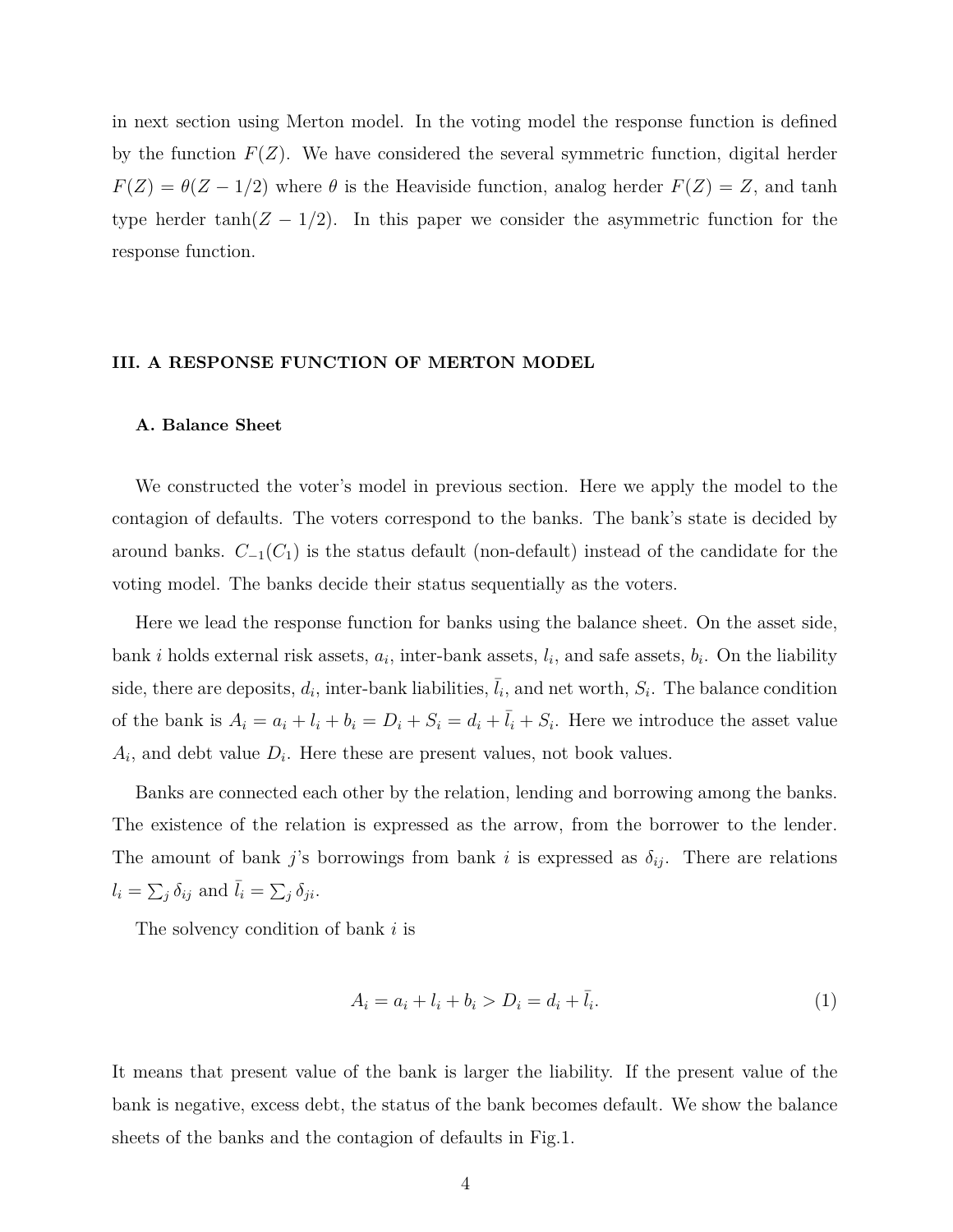in next section using Merton model. In the voting model the response function is defined by the function $F(Z)$. We have considered the several symmetric function, digital herder $F(Z) = \theta(Z - 1/2)$ where $\theta$ is the Heaviside function, analog herder $F(Z) = Z$, and tanh type herder $\tanh(Z - 1/2)$. In this paper we consider the asymmetric function for the response function.

## III. A RESPONSE FUNCTION OF MERTON MODEL

### A. Balance Sheet

We constructed the voter's model in previous section. Here we apply the model to the contagion of defaults. The voters correspond to the banks. The bank's state is decided by around banks. $C_{-1}(C_1)$ is the status default (non-default) instead of the candidate for the voting model. The banks decide their status sequentially as the voters.

Here we lead the response function for banks using the balance sheet. On the asset side, bank $i$ holds external risk assets, $a_i$, inter-bank assets, $l_i$, and safe assets, $b_i$. On the liability side, there are deposits, $d_i$, inter-bank liabilities, $\bar{l}_i$, and net worth, $S_i$. The balance condition of the bank is $A_i = a_i + l_i + b_i = D_i + S_i = d_i + \bar{l}_i + S_i$. Here we introduce the asset value $A_i$, and debt value $D_i$. Here these are present values, not book values.

Banks are connected each other by the relation, lending and borrowing among the banks. The existence of the relation is expressed as the arrow, from the borrower to the lender. The amount of bank $j$'s borrowings from bank $i$ is expressed as $\delta_{ij}$. There are relations $l_i = \sum_j \delta_{ij}$ and $\bar{l}_i = \sum_j \delta_{ji}$.

The solvency condition of bank $i$ is

$$A_i = a_i + l_i + b_i > D_i = d_i + \bar{l}_i. \tag{1}$$

It means that present value of the bank is larger the liability. If the present value of the bank is negative, excess debt, the status of the bank becomes default. We show the balance sheets of the banks and the contagion of defaults in Fig.1.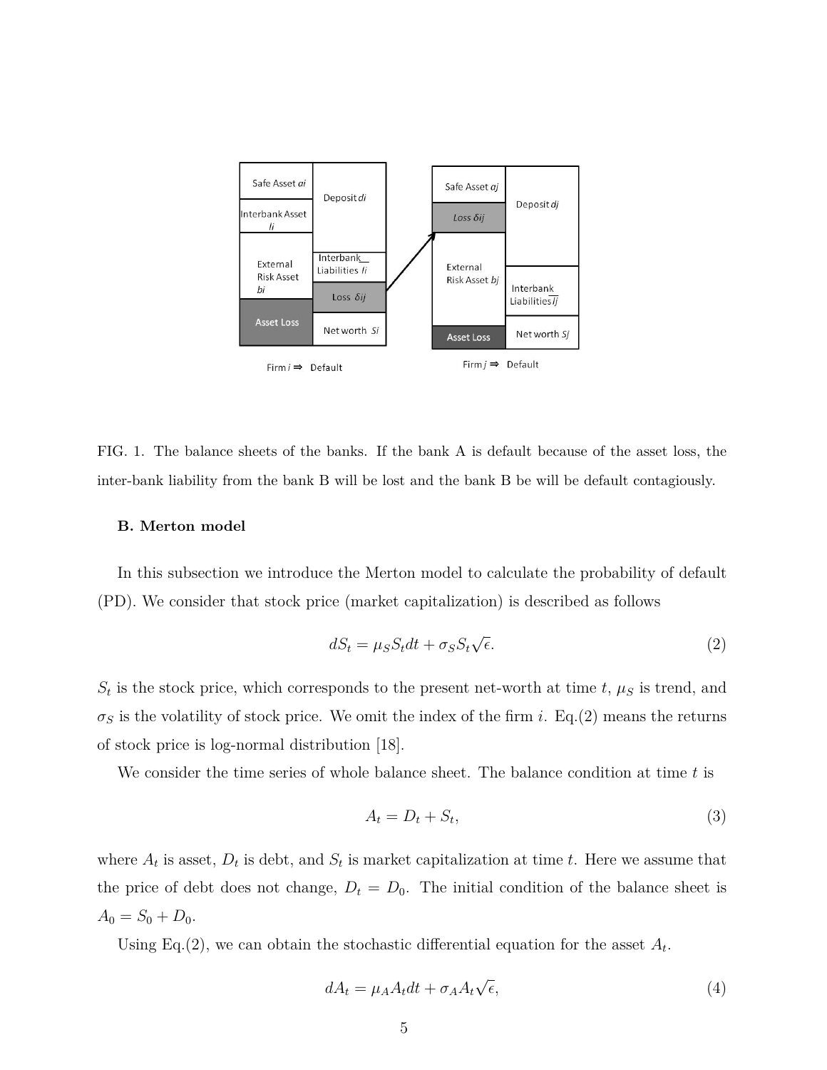FIG. 1. The balance sheets of the banks. If the bank A is default because of the asset loss, the inter-bank liability from the bank B will be lost and the bank B be will be default contagiously.

### B. Merton model

In this subsection we introduce the Merton model to calculate the probability of default (PD). We consider that stock price (market capitalization) is described as follows

$$dS_t = \mu_S S_t dt + \sigma_S S_t \sqrt{\epsilon}. \tag{2}$$

$S_t$ is the stock price, which corresponds to the present net-worth at time $t$, $\mu_S$ is trend, and $\sigma_S$ is the volatility of stock price. We omit the index of the firm $i$. Eq.(2) means the returns of stock price is log-normal distribution [18].

We consider the time series of whole balance sheet. The balance condition at time $t$ is

$$A_t = D_t + S_t, \tag{3}$$

where $A_t$ is asset, $D_t$ is debt, and $S_t$ is market capitalization at time $t$. Here we assume that the price of debt does not change, $D_t = D_0$. The initial condition of the balance sheet is $A_0 = S_0 + D_0$.

Using Eq.(2), we can obtain the stochastic differential equation for the asset $A_t$.

$$dA_t = \mu_A A_t dt + \sigma_A A_t \sqrt{\epsilon}, \tag{4}$$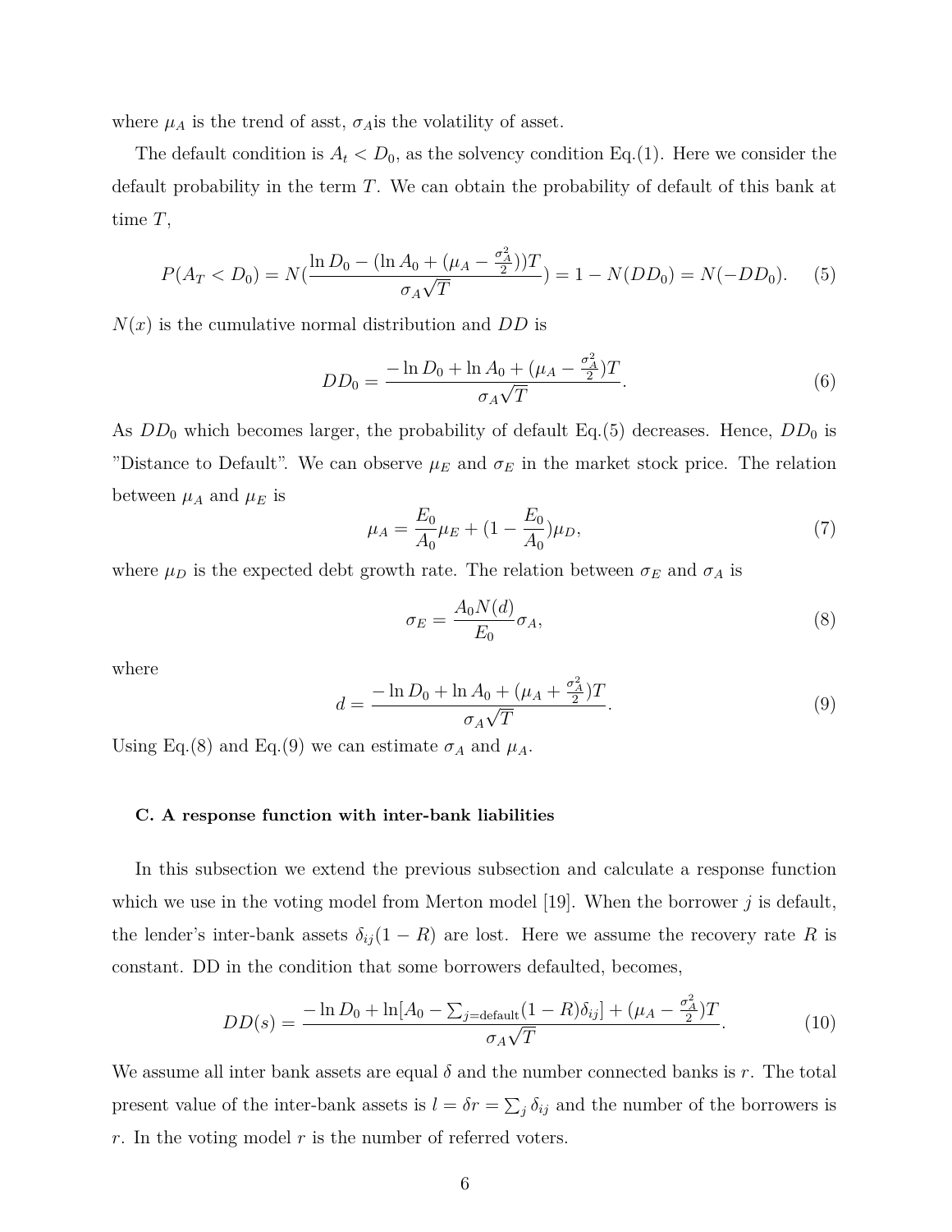where $\mu_A$ is the trend of asst, $\sigma_A$is the volatility of asset.

The default condition is $A_t < D_0$, as the solvency condition Eq.(1). Here we consider the default probability in the term $T$. We can obtain the probability of default of this bank at time $T$,

$$P(A_T < D_0) = N\left(\frac{\ln D_0 - (\ln A_0 + (\mu_A - \frac{\sigma_A^2}{2}))T}{\sigma_A \sqrt{T}}\right) = 1 - N(DD_0) = N(-DD_0). \quad (5)$$

$N(x)$ is the cumulative normal distribution and $DD$ is

$$DD_0 = \frac{-\ln D_0 + \ln A_0 + (\mu_A - \frac{\sigma_A^2}{2})T}{\sigma_A \sqrt{T}}. \quad (6)$$

As $DD_0$ which becomes larger, the probability of default Eq.(5) decreases. Hence, $DD_0$ is "Distance to Default". We can observe $\mu_E$ and $\sigma_E$ in the market stock price. The relation between $\mu_A$ and $\mu_E$ is

$$\mu_A = \frac{E_0}{A_0}\mu_E + (1 - \frac{E_0}{A_0})\mu_D, \quad (7)$$

where $\mu_D$ is the expected debt growth rate. The relation between $\sigma_E$ and $\sigma_A$ is

$$\sigma_E = \frac{A_0 N(d)}{E_0}\sigma_A, \quad (8)$$

where

$$d = \frac{-\ln D_0 + \ln A_0 + (\mu_A + \frac{\sigma_A^2}{2})T}{\sigma_A \sqrt{T}}. \quad (9)$$

Using Eq.(8) and Eq.(9) we can estimate $\sigma_A$ and $\mu_A$.

### C. A response function with inter-bank liabilities

In this subsection we extend the previous subsection and calculate a response function which we use in the voting model from Merton model [19]. When the borrower $j$ is default, the lender's inter-bank assets $\delta_{ij}(1 - R)$ are lost. Here we assume the recovery rate $R$ is constant. DD in the condition that some borrowers defaulted, becomes,

$$DD(s) = \frac{-\ln D_0 + \ln[A_0 - \sum_{j=\text{default}}(1 - R)\delta_{ij}] + (\mu_A - \frac{\sigma_A^2}{2})T}{\sigma_A \sqrt{T}}. \quad (10)$$

We assume all inter bank assets are equal $\delta$ and the number connected banks is $r$. The total present value of the inter-bank assets is $l = \delta r = \sum_j \delta_{ij}$ and the number of the borrowers is $r$. In the voting model $r$ is the number of referred voters.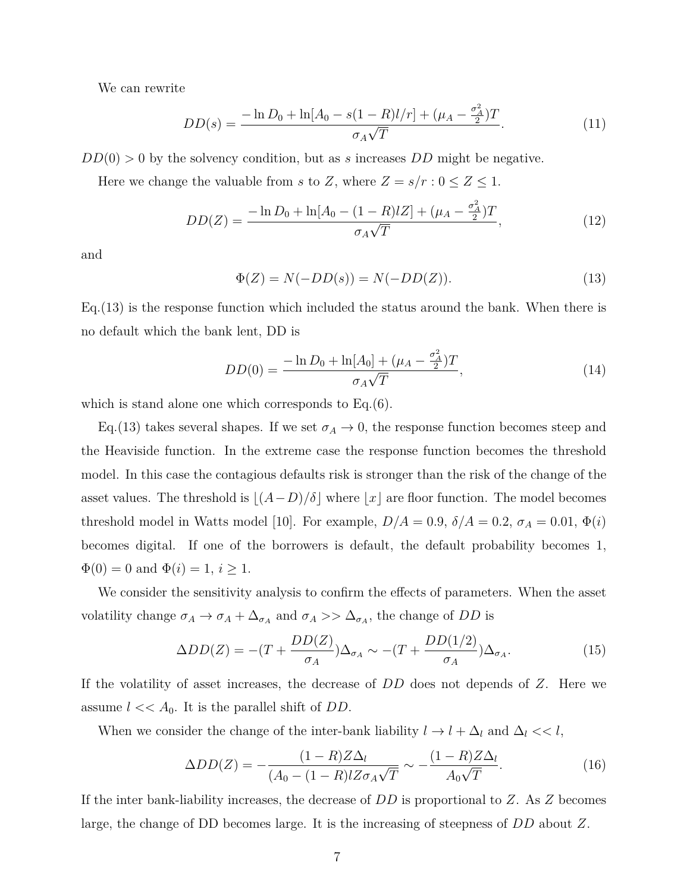We can rewrite

$$DD(s) = \frac{-\ln D_0 + \ln[A_0 - s(1-R)l/r] + (\mu_A - \frac{\sigma_A^2}{2})T}{\sigma_A \sqrt{T}}. \tag{11}$$

$DD(0) > 0$ by the solvency condition, but as $s$ increases $DD$ might be negative.

Here we change the valuable from $s$ to $Z$, where $Z = s/r : 0 \leq Z \leq 1$.

$$DD(Z) = \frac{-\ln D_0 + \ln[A_0 - (1-R)lZ] + (\mu_A - \frac{\sigma_A^2}{2})T}{\sigma_A \sqrt{T}}, \tag{12}$$

and

$$\Phi(Z) = N(-DD(s)) = N(-DD(Z)). \tag{13}$$

Eq.(13) is the response function which included the status around the bank. When there is no default which the bank lent, DD is

$$DD(0) = \frac{-\ln D_0 + \ln[A_0] + (\mu_A - \frac{\sigma_A^2}{2})T}{\sigma_A \sqrt{T}}, \tag{14}$$

which is stand alone one which corresponds to Eq.(6).

Eq.(13) takes several shapes. If we set $\sigma_A \to 0$, the response function becomes steep and the Heaviside function. In the extreme case the response function becomes the threshold model. In this case the contagious defaults risk is stronger than the risk of the change of the asset values. The threshold is $\lfloor (A-D)/\delta \rfloor$ where $\lfloor x \rfloor$ are floor function. The model becomes threshold model in Watts model [10]. For example, $D/A = 0.9$, $\delta/A = 0.2$, $\sigma_A = 0.01$, $\Phi(i)$ becomes digital. If one of the borrowers is default, the default probability becomes 1, $\Phi(0) = 0$ and $\Phi(i) = 1$, $i \geq 1$.

We consider the sensitivity analysis to confirm the effects of parameters. When the asset volatility change $\sigma_A \to \sigma_A + \Delta_{\sigma_A}$ and $\sigma_A >> \Delta_{\sigma_A}$, the change of $DD$ is

$$\Delta DD(Z) = -(T + \frac{DD(Z)}{\sigma_A})\Delta_{\sigma_A} \sim -(T + \frac{DD(1/2)}{\sigma_A})\Delta_{\sigma_A}. \tag{15}$$

If the volatility of asset increases, the decrease of $DD$ does not depends of $Z$. Here we assume $l << A_0$. It is the parallel shift of $DD$.

When we consider the change of the inter-bank liability $l \to l + \Delta_l$ and $\Delta_l << l$,

$$\Delta DD(Z) = -\frac{(1-R)Z\Delta_l}{(A_0 - (1-R)lZ\sigma_A\sqrt{T}} \sim -\frac{(1-R)Z\Delta_l}{A_0\sqrt{T}}. \tag{16}$$

If the inter bank-liability increases, the decrease of $DD$ is proportional to $Z$. As $Z$ becomes large, the change of DD becomes large. It is the increasing of steepness of $DD$ about $Z$.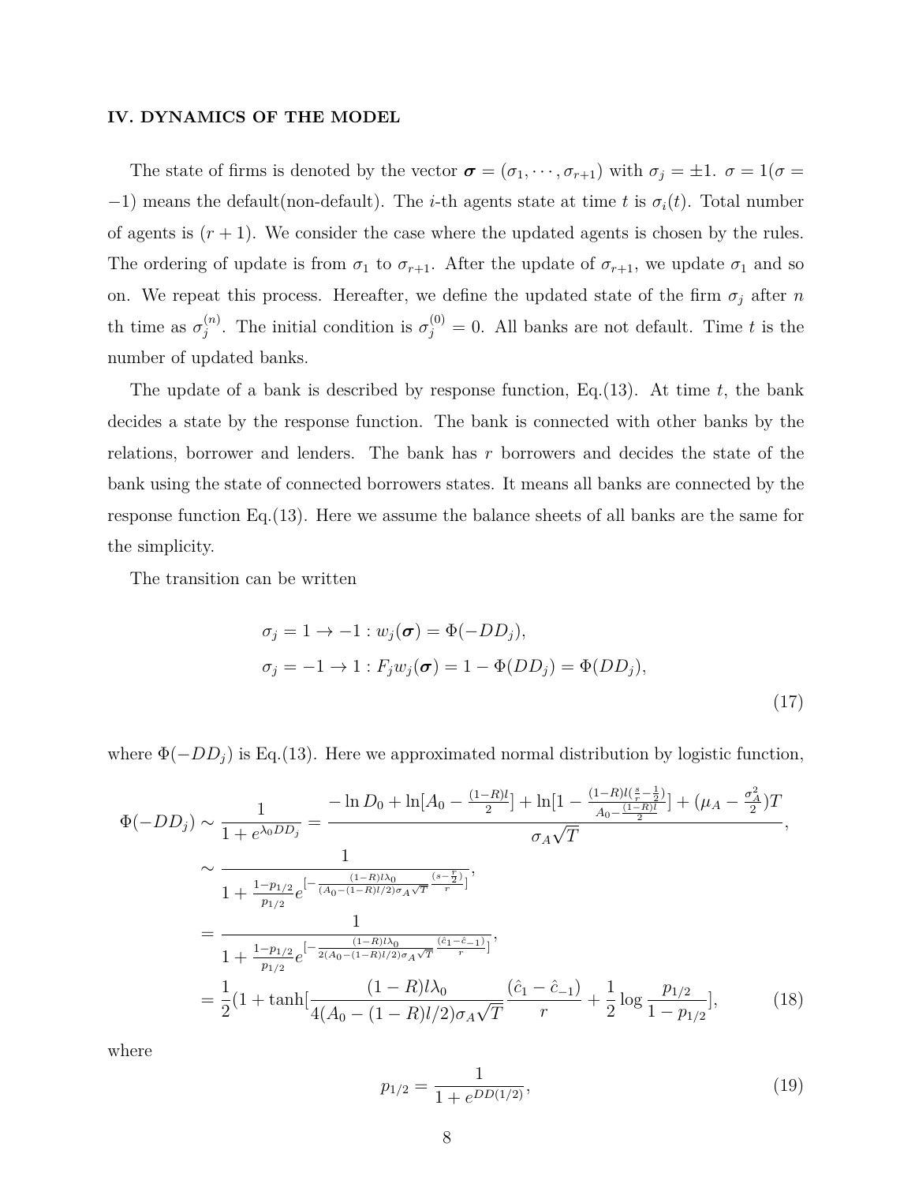### IV. DYNAMICS OF THE MODEL

The state of firms is denoted by the vector $\boldsymbol{\sigma} = (\sigma_1, \cdots, \sigma_{r+1})$ with $\sigma_j = \pm 1$. $\sigma = 1(\sigma = -1)$ means the default(non-default). The $i$-th agents state at time $t$ is $\sigma_i(t)$. Total number of agents is $(r+1)$. We consider the case where the updated agents is chosen by the rules. The ordering of update is from $\sigma_1$ to $\sigma_{r+1}$. After the update of $\sigma_{r+1}$, we update $\sigma_1$ and so on. We repeat this process. Hereafter, we define the updated state of the firm $\sigma_j$ after $n$ th time as $\sigma_j^{(n)}$. The initial condition is $\sigma_j^{(0)} = 0$. All banks are not default. Time $t$ is the number of updated banks.

The update of a bank is described by response function, Eq.(13). At time $t$, the bank decides a state by the response function. The bank is connected with other banks by the relations, borrower and lenders. The bank has $r$ borrowers and decides the state of the bank using the state of connected borrowers states. It means all banks are connected by the response function Eq.(13). Here we assume the balance sheets of all banks are the same for the simplicity.

The transition can be written

$$
\begin{aligned}
&\sigma_j = 1 \to -1 : w_j(\boldsymbol{\sigma}) = \Phi(-DD_j), \\
&\sigma_j = -1 \to 1 : F_j w_j(\boldsymbol{\sigma}) = 1 - \Phi(DD_j) = \Phi(DD_j),
\end{aligned}
\tag{17}
$$

where $\Phi(-DD_j)$ is Eq.(13). Here we approximated normal distribution by logistic function,

$$
\begin{aligned}
\Phi(-DD_j) &\sim \frac{1}{1+e^{\lambda_0 DD_j}} = \frac{-\ln D_0 + \ln[A_0 - \frac{(1-R)l}{2}] + \ln[1 - \frac{(1-R)l(\frac{s}{r}-\frac{1}{2})}{A_0 - \frac{(1-R)l}{2}}] + (\mu_A - \frac{\sigma_A^2}{2})T}{\sigma_A\sqrt{T}}, \\
&\sim \frac{1}{1 + \frac{1-p_{1/2}}{p_{1/2}} e^{[-\frac{(1-R)l\lambda_0}{(A_0-(1-R)l/2)\sigma_A\sqrt{T}} \frac{(s-\frac{r}{2})}{r}]}}, \\
&= \frac{1}{1 + \frac{1-p_{1/2}}{p_{1/2}} e^{[-\frac{(1-R)l\lambda_0}{2(A_0-(1-R)l/2)\sigma_A\sqrt{T}} \frac{(\hat{c}_1-\hat{c}_{-1})}{r}]}}, \\
&= \frac{1}{2}(1 + \tanh[\frac{(1-R)l\lambda_0}{4(A_0-(1-R)l/2)\sigma_A\sqrt{T}} \frac{(\hat{c}_1 - \hat{c}_{-1})}{r} + \frac{1}{2}\log\frac{p_{1/2}}{1-p_{1/2}}],
\end{aligned}
\tag{18}
$$

where

$$
p_{1/2} = \frac{1}{1+e^{DD(1/2)}},
\tag{19}
$$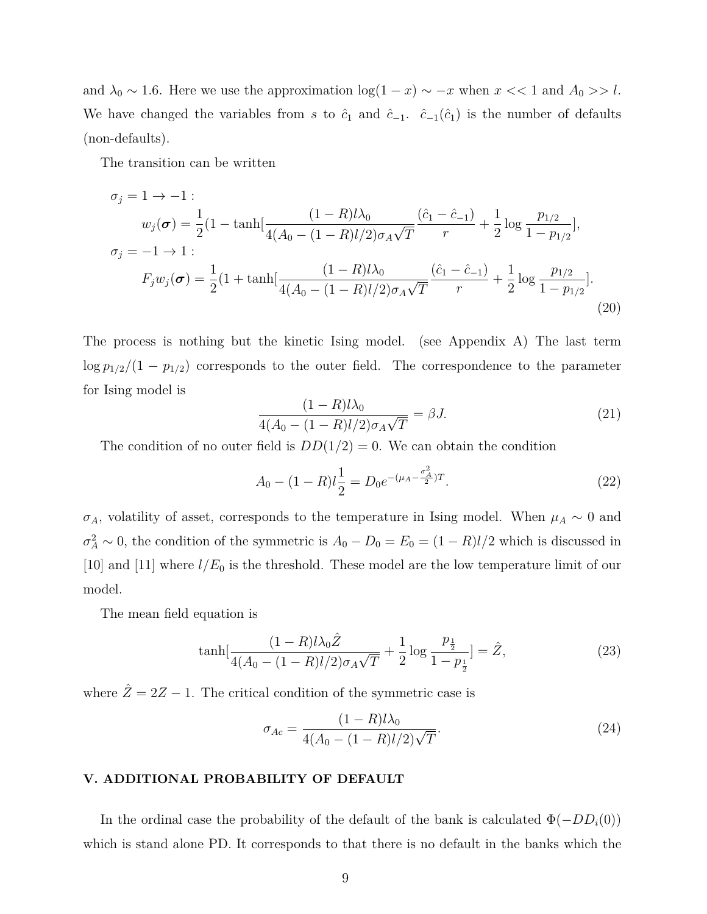and $\lambda_0 \sim 1.6$. Here we use the approximation $\log(1-x) \sim -x$ when $x << 1$ and $A_0 >> l$. We have changed the variables from $s$ to $\hat{c}_1$ and $\hat{c}_{-1}$. $\hat{c}_{-1}(\hat{c}_1)$ is the number of defaults (non-defaults).

The transition can be written

$$
\begin{aligned}
&\sigma_j = 1 \to -1: \\
&\qquad w_j(\boldsymbol{\sigma}) = \frac{1}{2}(1 - \tanh[\frac{(1-R)l\lambda_0}{4(A_0-(1-R)l/2)\sigma_A\sqrt{T}}\frac{(\hat{c}_1-\hat{c}_{-1})}{r} + \frac{1}{2}\log\frac{p_{1/2}}{1-p_{1/2}}], \\
&\sigma_j = -1 \to 1: \\
&\qquad F_j w_j(\boldsymbol{\sigma}) = \frac{1}{2}(1 + \tanh[\frac{(1-R)l\lambda_0}{4(A_0-(1-R)l/2)\sigma_A\sqrt{T}}\frac{(\hat{c}_1-\hat{c}_{-1})}{r} + \frac{1}{2}\log\frac{p_{1/2}}{1-p_{1/2}}].
\end{aligned}
\tag{20}
$$

The process is nothing but the kinetic Ising model. (see Appendix A) The last term $\log p_{1/2}/(1-p_{1/2})$ corresponds to the outer field. The correspondence to the parameter for Ising model is

$$
\frac{(1-R)l\lambda_0}{4(A_0-(1-R)l/2)\sigma_A\sqrt{T}} = \beta J. \tag{21}
$$

The condition of no outer field is $DD(1/2) = 0$. We can obtain the condition

$$
A_0 - (1-R)l\frac{1}{2} = D_0 e^{-(\mu_A - \frac{\sigma_A^2}{2})T}. \tag{22}
$$

$\sigma_A$, volatility of asset, corresponds to the temperature in Ising model. When $\mu_A \sim 0$ and $\sigma_A^2 \sim 0$, the condition of the symmetric is $A_0 - D_0 = E_0 = (1-R)l/2$ which is discussed in [10] and [11] where $l/E_0$ is the threshold. These model are the low temperature limit of our model.

The mean field equation is

$$
\tanh[\frac{(1-R)l\lambda_0\hat{Z}}{4(A_0-(1-R)l/2)\sigma_A\sqrt{T}} + \frac{1}{2}\log\frac{p_{\frac{1}{2}}}{1-p_{\frac{1}{2}}}] = \hat{Z}, \tag{23}
$$

where $\hat{Z} = 2Z - 1$. The critical condition of the symmetric case is

$$
\sigma_{Ac} = \frac{(1-R)l\lambda_0}{4(A_0-(1-R)l/2)\sqrt{T}}. \tag{24}
$$

## V. ADDITIONAL PROBABILITY OF DEFAULT

In the ordinal case the probability of the default of the bank is calculated $\Phi(-DD_i(0))$ which is stand alone PD. It corresponds to that there is no default in the banks which the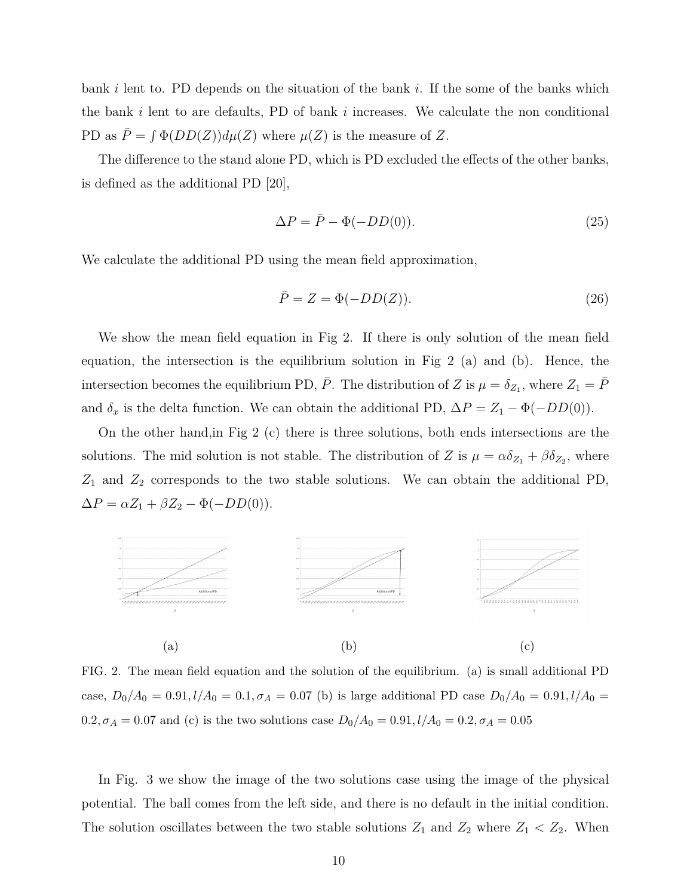bank $i$ lent to. PD depends on the situation of the bank $i$. If the some of the banks which the bank $i$ lent to are defaults, PD of bank $i$ increases. We calculate the non conditional PD as $\bar{P} = \int \Phi(DD(Z))d\mu(Z)$ where $\mu(Z)$ is the measure of $Z$.

The difference to the stand alone PD, which is PD excluded the effects of the other banks, is defined as the additional PD [20],

$$\Delta P = \bar{P} - \Phi(-DD(0)). \tag{25}$$

We calculate the additional PD using the mean field approximation,

$$\bar{P} = Z = \Phi(-DD(Z)). \tag{26}$$

We show the mean field equation in Fig 2. If there is only solution of the mean field equation, the intersection is the equilibrium solution in Fig 2 (a) and (b). Hence, the intersection becomes the equilibrium PD, $\bar{P}$. The distribution of $Z$ is $\mu = \delta_{Z_1}$, where $Z_1 = \bar{P}$ and $\delta_x$ is the delta function. We can obtain the additional PD, $\Delta P = Z_1 - \Phi(-DD(0))$.

On the other hand,in Fig 2 (c) there is three solutions, both ends intersections are the solutions. The mid solution is not stable. The distribution of $Z$ is $\mu = \alpha\delta_{Z_1} + \beta\delta_{Z_2}$, where $Z_1$ and $Z_2$ corresponds to the two stable solutions. We can obtain the additional PD, $\Delta P = \alpha Z_1 + \beta Z_2 - \Phi(-DD(0))$.

(a) (b) (c)

FIG. 2. The mean field equation and the solution of the equilibrium. (a) is small additional PD case, $D_0/A_0 = 0.91, l/A_0 = 0.1, \sigma_A = 0.07$ (b) is large additional PD case $D_0/A_0 = 0.91, l/A_0 = 0.2, \sigma_A = 0.07$ and (c) is the two solutions case $D_0/A_0 = 0.91, l/A_0 = 0.2, \sigma_A = 0.05$

In Fig. 3 we show the image of the two solutions case using the image of the physical potential. The ball comes from the left side, and there is no default in the initial condition. The solution oscillates between the two stable solutions $Z_1$ and $Z_2$ where $Z_1 < Z_2$. When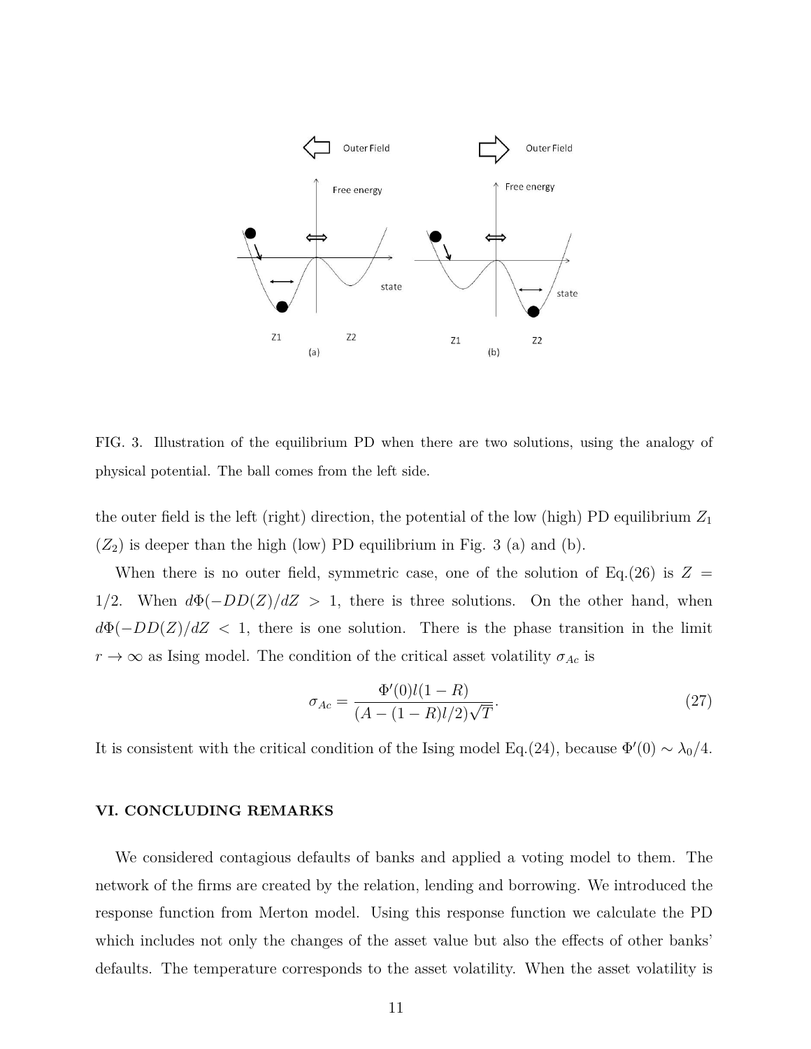FIG. 3. Illustration of the equilibrium PD when there are two solutions, using the analogy of physical potential. The ball comes from the left side.

the outer field is the left (right) direction, the potential of the low (high) PD equilibrium $Z_1$ ($Z_2$) is deeper than the high (low) PD equilibrium in Fig. 3 (a) and (b).

When there is no outer field, symmetric case, one of the solution of Eq.(26) is $Z = 1/2$. When $d\Phi(-DD(Z)/dZ > 1$, there is three solutions. On the other hand, when $d\Phi(-DD(Z)/dZ < 1$, there is one solution. There is the phase transition in the limit $r \to \infty$ as Ising model. The condition of the critical asset volatility $\sigma_{Ac}$ is

$$\sigma_{Ac} = \frac{\Phi'(0)l(1-R)}{(A-(1-R)l/2)\sqrt{T}}. \tag{27}$$

It is consistent with the critical condition of the Ising model Eq.(24), because $\Phi'(0) \sim \lambda_0/4$.

## VI. CONCLUDING REMARKS

We considered contagious defaults of banks and applied a voting model to them. The network of the firms are created by the relation, lending and borrowing. We introduced the response function from Merton model. Using this response function we calculate the PD which includes not only the changes of the asset value but also the effects of other banks' defaults. The temperature corresponds to the asset volatility. When the asset volatility is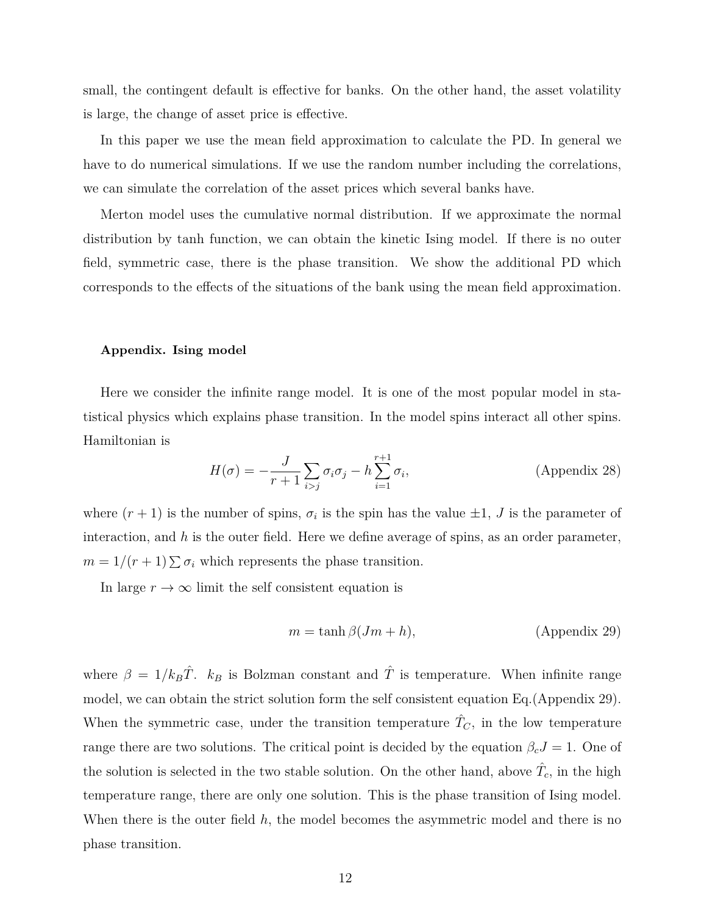small, the contingent default is effective for banks. On the other hand, the asset volatility is large, the change of asset price is effective.

In this paper we use the mean field approximation to calculate the PD. In general we have to do numerical simulations. If we use the random number including the correlations, we can simulate the correlation of the asset prices which several banks have.

Merton model uses the cumulative normal distribution. If we approximate the normal distribution by tanh function, we can obtain the kinetic Ising model. If there is no outer field, symmetric case, there is the phase transition. We show the additional PD which corresponds to the effects of the situations of the bank using the mean field approximation.

**Appendix. Ising model**

Here we consider the infinite range model. It is one of the most popular model in statistical physics which explains phase transition. In the model spins interact all other spins. Hamiltonian is

$$H(\sigma) = -\frac{J}{r+1}\sum_{i>j}\sigma_i\sigma_j - h\sum_{i=1}^{r+1}\sigma_i, \qquad \text{(Appendix 28)}$$

where $(r+1)$ is the number of spins, $\sigma_i$ is the spin has the value $\pm 1$, $J$ is the parameter of interaction, and $h$ is the outer field. Here we define average of spins, as an order parameter, $m = 1/(r+1)\sum\sigma_i$ which represents the phase transition.

In large $r \to \infty$ limit the self consistent equation is

$$m = \tanh\beta(Jm + h), \qquad \text{(Appendix 29)}$$

where $\beta = 1/k_B\hat{T}$. $k_B$ is Bolzman constant and $\hat{T}$ is temperature. When infinite range model, we can obtain the strict solution form the self consistent equation Eq.(Appendix 29). When the symmetric case, under the transition temperature $\hat{T}_C$, in the low temperature range there are two solutions. The critical point is decided by the equation $\beta_c J = 1$. One of the solution is selected in the two stable solution. On the other hand, above $\hat{T}_c$, in the high temperature range, there are only one solution. This is the phase transition of Ising model. When there is the outer field $h$, the model becomes the asymmetric model and there is no phase transition.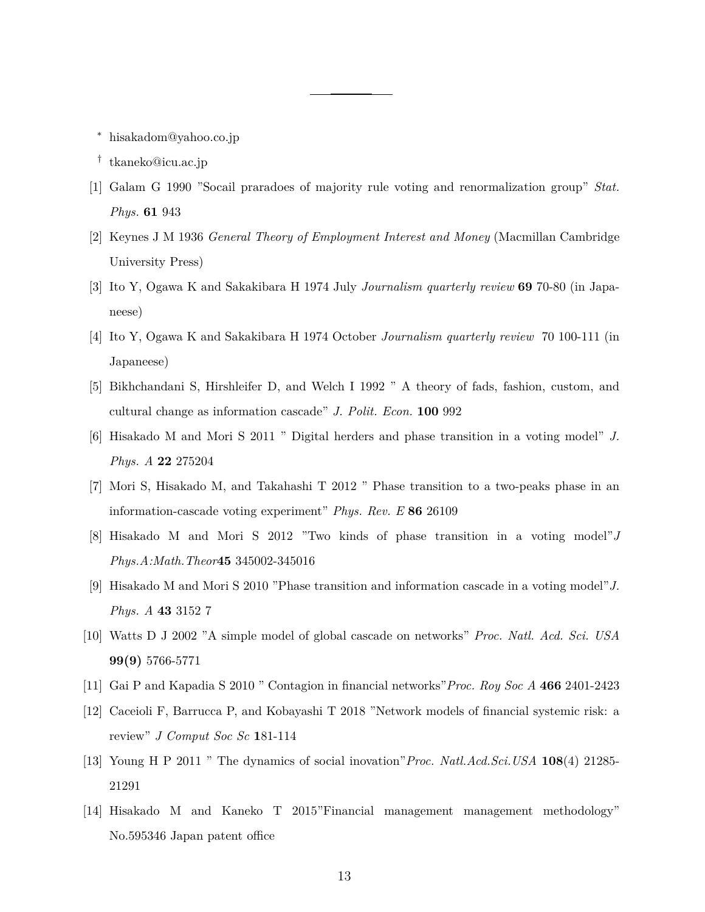---

* hisakadom@yahoo.co.jp

† tkaneko@icu.ac.jp

[1] Galam G 1990 "Socail praradoes of majority rule voting and renormalization group" *Stat. Phys.* **61** 943

[2] Keynes J M 1936 *General Theory of Employment Interest and Money* (Macmillan Cambridge University Press)

[3] Ito Y, Ogawa K and Sakakibara H 1974 July *Journalism quarterly review* **69** 70-80 (in Japaneese)

[4] Ito Y, Ogawa K and Sakakibara H 1974 October *Journalism quarterly review* 70 100-111 (in Japaneese)

[5] Bikhchandani S, Hirshleifer D, and Welch I 1992 " A theory of fads, fashion, custom, and cultural change as information cascade" *J. Polit. Econ.* **100** 992

[6] Hisakado M and Mori S 2011 " Digital herders and phase transition in a voting model" *J. Phys. A* **22** 275204

[7] Mori S, Hisakado M, and Takahashi T 2012 " Phase transition to a two-peaks phase in an information-cascade voting experiment" *Phys. Rev. E* **86** 26109

[8] Hisakado M and Mori S 2012 "Two kinds of phase transition in a voting model"*J Phys.A:Math.Theor***45** 345002-345016

[9] Hisakado M and Mori S 2010 "Phase transition and information cascade in a voting model"*J. Phys. A* **43** 3152 7

[10] Watts D J 2002 "A simple model of global cascade on networks" *Proc. Natl. Acd. Sci. USA* **99(9)** 5766-5771

[11] Gai P and Kapadia S 2010 " Contagion in financial networks"*Proc. Roy Soc A* **466** 2401-2423

[12] Caceioli F, Barrucca P, and Kobayashi T 2018 "Network models of financial systemic risk: a review" *J Comput Soc Sc* **1**81-114

[13] Young H P 2011 " The dynamics of social inovation"*Proc. Natl.Acd.Sci.USA* **108**(4) 21285-21291

[14] Hisakado M and Kaneko T 2015"Financial management management methodology" No.595346 Japan patent office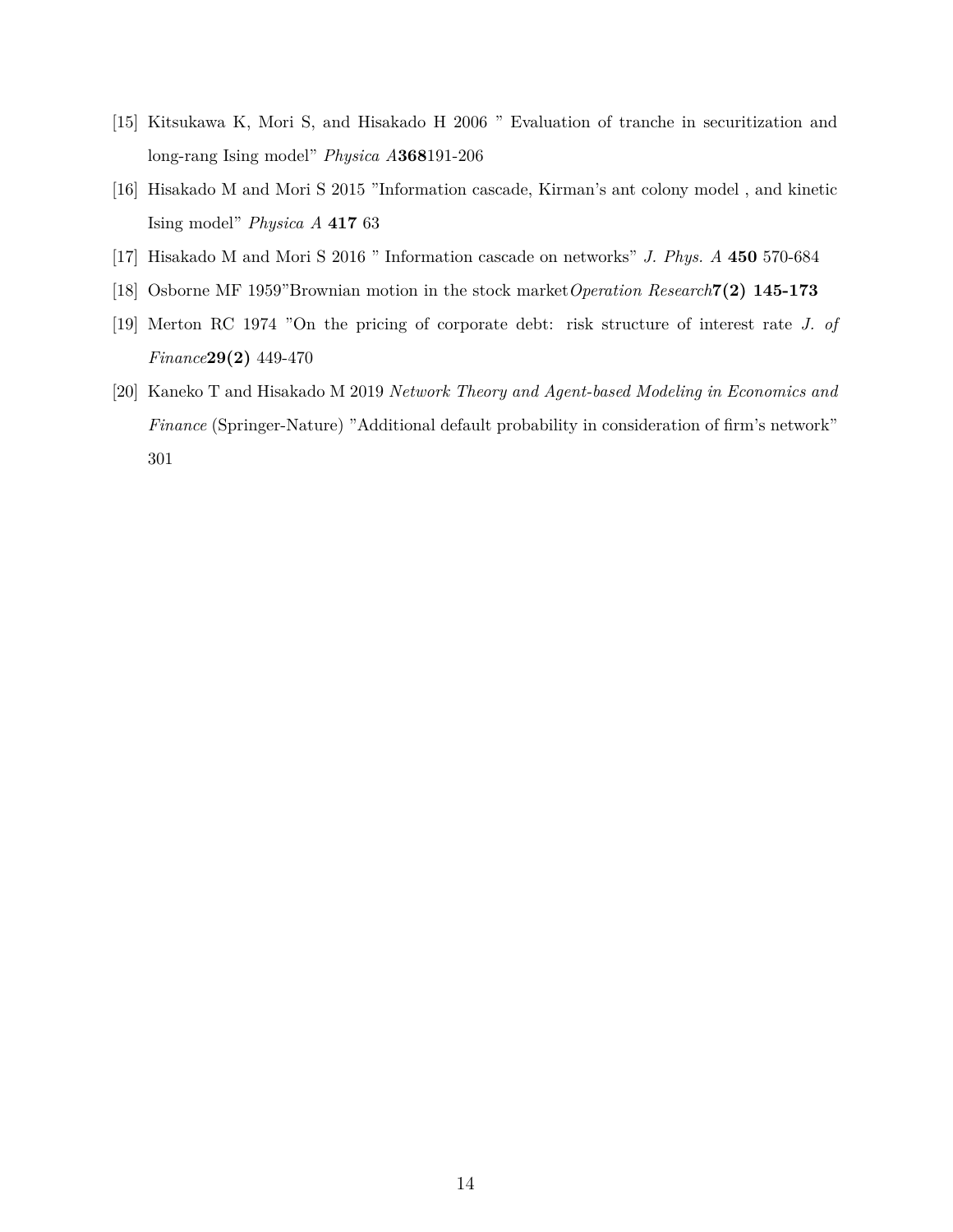[15] Kitsukawa K, Mori S, and Hisakado H 2006 " Evaluation of tranche in securitization and long-rang Ising model" *Physica A***368**191-206

[16] Hisakado M and Mori S 2015 "Information cascade, Kirman's ant colony model , and kinetic Ising model" *Physica A* **417** 63

[17] Hisakado M and Mori S 2016 " Information cascade on networks" *J. Phys. A* **450** 570-684

[18] Osborne MF 1959"Brownian motion in the stock market*Operation Research***7(2) 145-173**

[19] Merton RC 1974 "On the pricing of corporate debt: risk structure of interest rate *J. of Finance***29(2)** 449-470

[20] Kaneko T and Hisakado M 2019 *Network Theory and Agent-based Modeling in Economics and Finance* (Springer-Nature) "Additional default probability in consideration of firm's network" 301